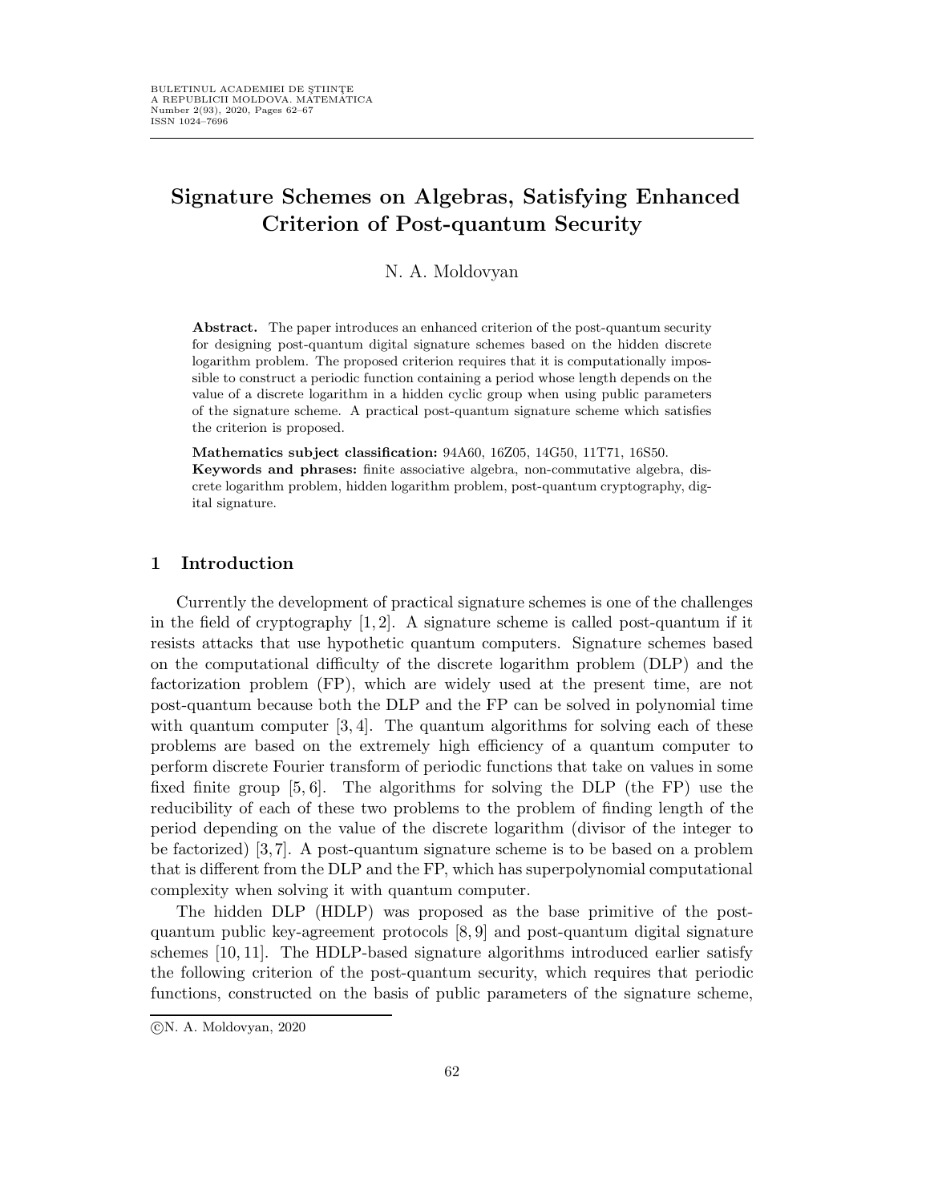# Signature Schemes on Algebras, Satisfying Enhanced Criterion of Post-quantum Security

N. A. Moldovyan

**Abstract.** The paper introduces an enhanced criterion of the post-quantum security for designing post-quantum digital signature schemes based on the hidden discrete logarithm problem. The proposed criterion requires that it is computationally impossible to construct a periodic function containing a period whose length depends on the value of a discrete logarithm in a hidden cyclic group when using public parameters of the signature scheme. A practical post-quantum signature scheme which satisfies the criterion is proposed.

**Mathematics subject classification:** 94A60, 16Z05, 14G50, 11T71, 16S50.
**Keywords and phrases:** finite associative algebra, non-commutative algebra, discrete logarithm problem, hidden logarithm problem, post-quantum cryptography, digital signature.

## 1 Introduction

Currently the development of practical signature schemes is one of the challenges in the field of cryptography [1, 2]. A signature scheme is called post-quantum if it resists attacks that use hypothetic quantum computers. Signature schemes based on the computational difficulty of the discrete logarithm problem (DLP) and the factorization problem (FP), which are widely used at the present time, are not post-quantum because both the DLP and the FP can be solved in polynomial time with quantum computer [3, 4]. The quantum algorithms for solving each of these problems are based on the extremely high efficiency of a quantum computer to perform discrete Fourier transform of periodic functions that take on values in some fixed finite group [5, 6]. The algorithms for solving the DLP (the FP) use the reducibility of each of these two problems to the problem of finding length of the period depending on the value of the discrete logarithm (divisor of the integer to be factorized) [3, 7]. A post-quantum signature scheme is to be based on a problem that is different from the DLP and the FP, which has superpolynomial computational complexity when solving it with quantum computer.

The hidden DLP (HDLP) was proposed as the base primitive of the post-quantum public key-agreement protocols [8, 9] and post-quantum digital signature schemes [10, 11]. The HDLP-based signature algorithms introduced earlier satisfy the following criterion of the post-quantum security, which requires that periodic functions, constructed on the basis of public parameters of the signature scheme,

©N. A. Moldovyan, 2020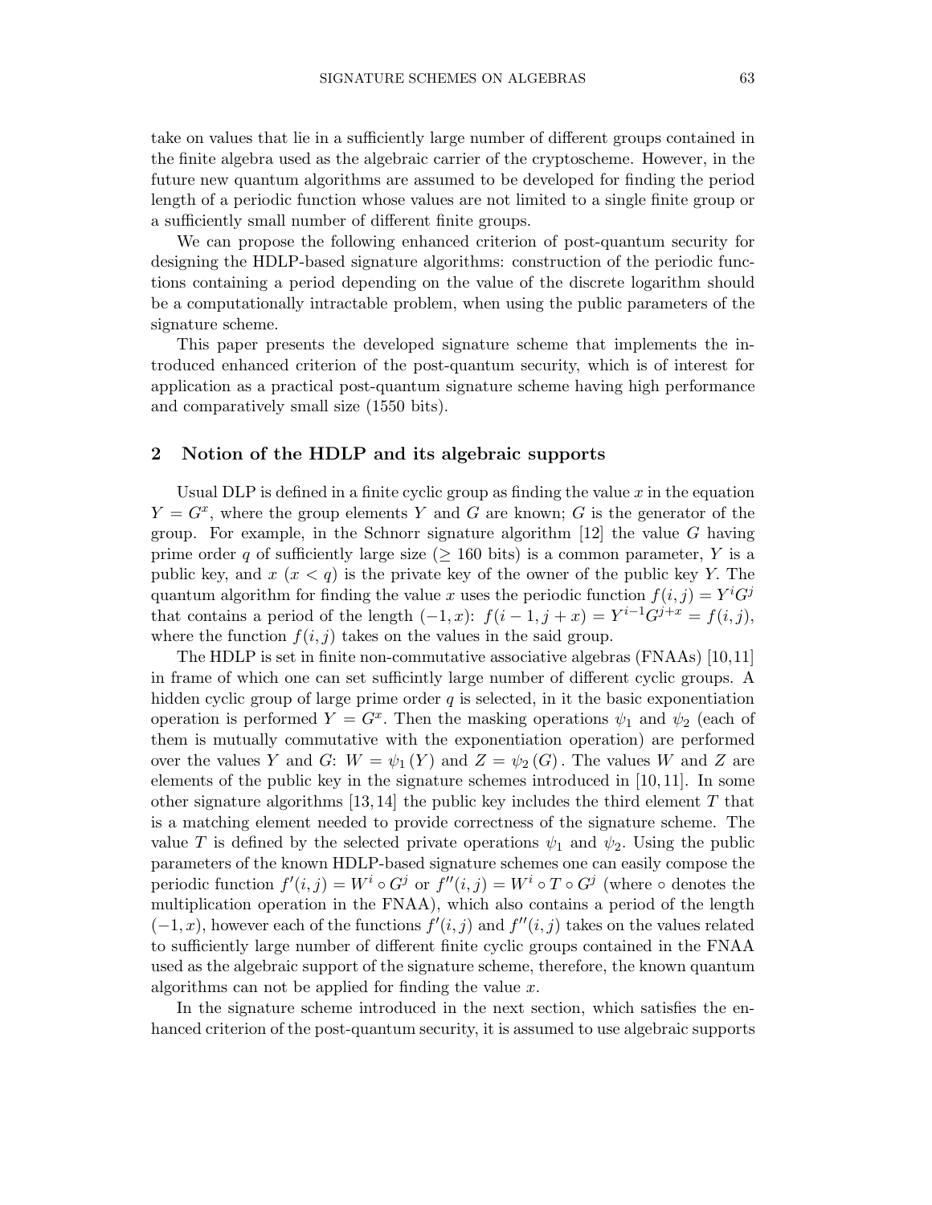take on values that lie in a sufficiently large number of different groups contained in the finite algebra used as the algebraic carrier of the cryptoscheme. However, in the future new quantum algorithms are assumed to be developed for finding the period length of a periodic function whose values are not limited to a single finite group or a sufficiently small number of different finite groups.

We can propose the following enhanced criterion of post-quantum security for designing the HDLP-based signature algorithms: construction of the periodic functions containing a period depending on the value of the discrete logarithm should be a computationally intractable problem, when using the public parameters of the signature scheme.

This paper presents the developed signature scheme that implements the introduced enhanced criterion of the post-quantum security, which is of interest for application as a practical post-quantum signature scheme having high performance and comparatively small size (1550 bits).

## 2 Notion of the HDLP and its algebraic supports

Usual DLP is defined in a finite cyclic group as finding the value $x$ in the equation $Y = G^x$, where the group elements $Y$ and $G$ are known; $G$ is the generator of the group. For example, in the Schnorr signature algorithm [12] the value $G$ having prime order $q$ of sufficiently large size ($\geq 160$ bits) is a common parameter, $Y$ is a public key, and $x$ ($x < q$) is the private key of the owner of the public key $Y$. The quantum algorithm for finding the value $x$ uses the periodic function $f(i,j) = Y^i G^j$ that contains a period of the length $(-1, x)$: $f(i-1, j+x) = Y^{i-1} G^{j+x} = f(i,j)$, where the function $f(i,j)$ takes on the values in the said group.

The HDLP is set in finite non-commutative associative algebras (FNAAs) [10,11] in frame of which one can set sufficintly large number of different cyclic groups. A hidden cyclic group of large prime order $q$ is selected, in it the basic exponentiation operation is performed $Y = G^x$. Then the masking operations $\psi_1$ and $\psi_2$ (each of them is mutually commutative with the exponentiation operation) are performed over the values $Y$ and $G$: $W = \psi_1(Y)$ and $Z = \psi_2(G)$. The values $W$ and $Z$ are elements of the public key in the signature schemes introduced in [10,11]. In some other signature algorithms [13,14] the public key includes the third element $T$ that is a matching element needed to provide correctness of the signature scheme. The value $T$ is defined by the selected private operations $\psi_1$ and $\psi_2$. Using the public parameters of the known HDLP-based signature schemes one can easily compose the periodic function $f'(i,j) = W^i \circ G^j$ or $f''(i,j) = W^i \circ T \circ G^j$ (where $\circ$ denotes the multiplication operation in the FNAA), which also contains a period of the length $(-1, x)$, however each of the functions $f'(i,j)$ and $f''(i,j)$ takes on the values related to sufficiently large number of different finite cyclic groups contained in the FNAA used as the algebraic support of the signature scheme, therefore, the known quantum algorithms can not be applied for finding the value $x$.

In the signature scheme introduced in the next section, which satisfies the enhanced criterion of the post-quantum security, it is assumed to use algebraic supports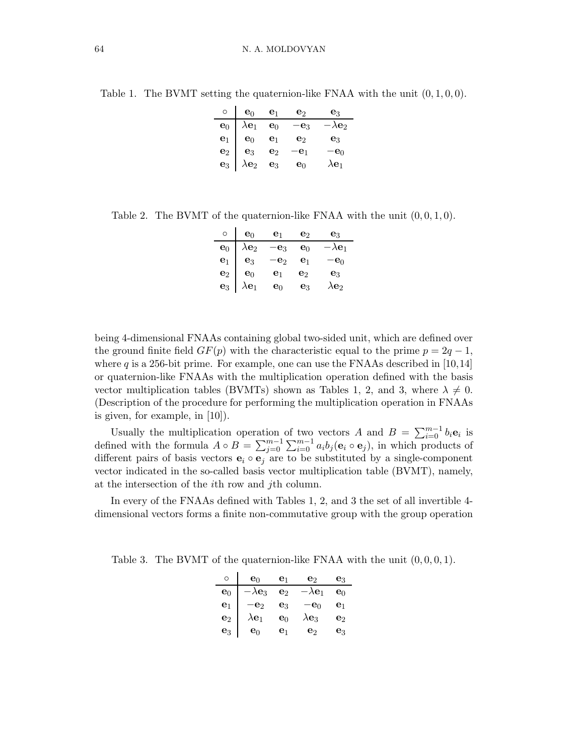Table 1. The BVMT setting the quaternion-like FNAA with the unit $(0,1,0,0)$.

| $\circ$ | $\mathbf{e}_0$ | $\mathbf{e}_1$ | $\mathbf{e}_2$ | $\mathbf{e}_3$ |
|---|---|---|---|---|
| $\mathbf{e}_0$ | $\lambda\mathbf{e}_1$ | $\mathbf{e}_0$ | $-\mathbf{e}_3$ | $-\lambda\mathbf{e}_2$ |
| $\mathbf{e}_1$ | $\mathbf{e}_0$ | $\mathbf{e}_1$ | $\mathbf{e}_2$ | $\mathbf{e}_3$ |
| $\mathbf{e}_2$ | $\mathbf{e}_3$ | $\mathbf{e}_2$ | $-\mathbf{e}_1$ | $-\mathbf{e}_0$ |
| $\mathbf{e}_3$ | $\lambda\mathbf{e}_2$ | $\mathbf{e}_3$ | $\mathbf{e}_0$ | $\lambda\mathbf{e}_1$ |

Table 2. The BVMT of the quaternion-like FNAA with the unit $(0,0,1,0)$.

| $\circ$ | $\mathbf{e}_0$ | $\mathbf{e}_1$ | $\mathbf{e}_2$ | $\mathbf{e}_3$ |
|---|---|---|---|---|
| $\mathbf{e}_0$ | $\lambda\mathbf{e}_2$ | $-\mathbf{e}_3$ | $\mathbf{e}_0$ | $-\lambda\mathbf{e}_1$ |
| $\mathbf{e}_1$ | $\mathbf{e}_3$ | $-\mathbf{e}_2$ | $\mathbf{e}_1$ | $-\mathbf{e}_0$ |
| $\mathbf{e}_2$ | $\mathbf{e}_0$ | $\mathbf{e}_1$ | $\mathbf{e}_2$ | $\mathbf{e}_3$ |
| $\mathbf{e}_3$ | $\lambda\mathbf{e}_1$ | $\mathbf{e}_0$ | $\mathbf{e}_3$ | $\lambda\mathbf{e}_2$ |

being 4-dimensional FNAAs containing global two-sided unit, which are defined over the ground finite field $GF(p)$ with the characteristic equal to the prime $p = 2q - 1$, where $q$ is a 256-bit prime. For example, one can use the FNAAs described in [10,14] or quaternion-like FNAAs with the multiplication operation defined with the basis vector multiplication tables (BVMTs) shown as Tables 1, 2, and 3, where $\lambda \neq 0$. (Description of the procedure for performing the multiplication operation in FNAAs is given, for example, in [10]).

Usually the multiplication operation of two vectors $A$ and $B = \sum_{i=0}^{m-1} b_i \mathbf{e}_i$ is defined with the formula $A \circ B = \sum_{j=0}^{m-1} \sum_{i=0}^{m-1} a_i b_j (\mathbf{e}_i \circ \mathbf{e}_j)$, in which products of different pairs of basis vectors $\mathbf{e}_i \circ \mathbf{e}_j$ are to be substituted by a single-component vector indicated in the so-called basis vector multiplication table (BVMT), namely, at the intersection of the $i$th row and $j$th column.

In every of the FNAAs defined with Tables 1, 2, and 3 the set of all invertible 4-dimensional vectors forms a finite non-commutative group with the group operation

Table 3. The BVMT of the quaternion-like FNAA with the unit $(0,0,0,1)$.

| $\circ$ | $\mathbf{e}_0$ | $\mathbf{e}_1$ | $\mathbf{e}_2$ | $\mathbf{e}_3$ |
|---|---|---|---|---|
| $\mathbf{e}_0$ | $-\lambda\mathbf{e}_3$ | $\mathbf{e}_2$ | $-\lambda\mathbf{e}_1$ | $\mathbf{e}_0$ |
| $\mathbf{e}_1$ | $-\mathbf{e}_2$ | $\mathbf{e}_3$ | $-\mathbf{e}_0$ | $\mathbf{e}_1$ |
| $\mathbf{e}_2$ | $\lambda\mathbf{e}_1$ | $\mathbf{e}_0$ | $\lambda\mathbf{e}_3$ | $\mathbf{e}_2$ |
| $\mathbf{e}_3$ | $\mathbf{e}_0$ | $\mathbf{e}_1$ | $\mathbf{e}_2$ | $\mathbf{e}_3$ |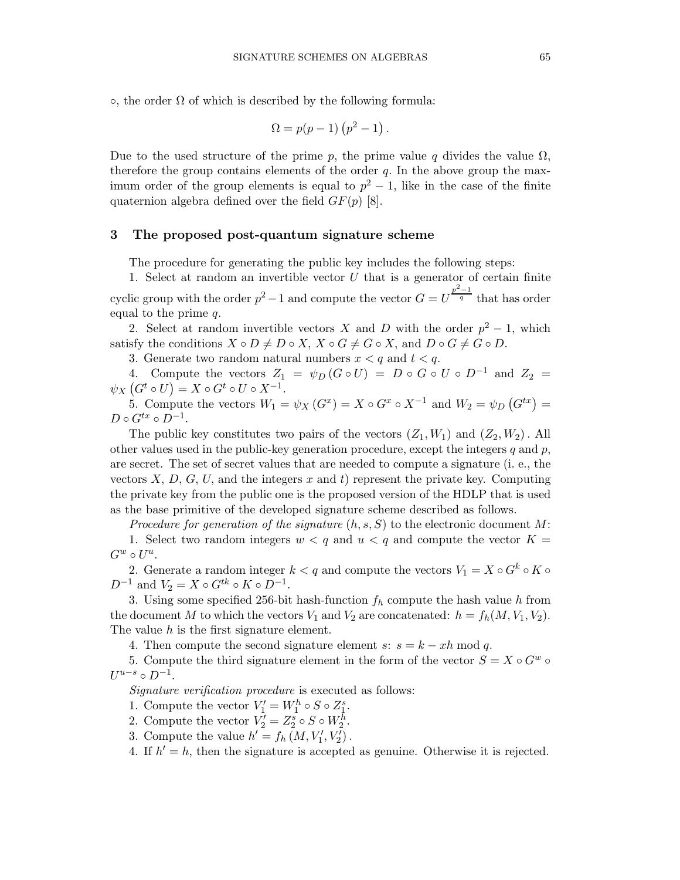$\circ$, the order $\Omega$ of which is described by the following formula:

$$\Omega = p(p-1)\left(p^2-1\right).$$

Due to the used structure of the prime $p$, the prime value $q$ divides the value $\Omega$, therefore the group contains elements of the order $q$. In the above group the maximum order of the group elements is equal to $p^2-1$, like in the case of the finite quaternion algebra defined over the field $GF(p)$ [8].

## 3 The proposed post-quantum signature scheme

The procedure for generating the public key includes the following steps:

1. Select at random an invertible vector $U$ that is a generator of certain finite cyclic group with the order $p^2-1$ and compute the vector $G = U^{\frac{p^2-1}{q}}$ that has order equal to the prime $q$.

2. Select at random invertible vectors $X$ and $D$ with the order $p^2-1$, which satisfy the conditions $X \circ D \neq D \circ X$, $X \circ G \neq G \circ X$, and $D \circ G \neq G \circ D$.

3. Generate two random natural numbers $x < q$ and $t < q$.

4. Compute the vectors $Z_1 = \psi_D(G \circ U) = D \circ G \circ U \circ D^{-1}$ and $Z_2 = \psi_X\left(G^t \circ U\right) = X \circ G^t \circ U \circ X^{-1}$.

5. Compute the vectors $W_1 = \psi_X(G^x) = X \circ G^x \circ X^{-1}$ and $W_2 = \psi_D\left(G^{tx}\right) = D \circ G^{tx} \circ D^{-1}$.

The public key constitutes two pairs of the vectors $(Z_1, W_1)$ and $(Z_2, W_2)$. All other values used in the public-key generation procedure, except the integers $q$ and $p$, are secret. The set of secret values that are needed to compute a signature (i. e., the vectors $X$, $D$, $G$, $U$, and the integers $x$ and $t$) represent the private key. Computing the private key from the public one is the proposed version of the HDLP that is used as the base primitive of the developed signature scheme described as follows.

*Procedure for generation of the signature* $(h, s, S)$ to the electronic document $M$:

1. Select two random integers $w < q$ and $u < q$ and compute the vector $K = G^w \circ U^u$.

2. Generate a random integer $k < q$ and compute the vectors $V_1 = X \circ G^k \circ K \circ D^{-1}$ and $V_2 = X \circ G^{tk} \circ K \circ D^{-1}$.

3. Using some specified 256-bit hash-function $f_h$ compute the hash value $h$ from the document $M$ to which the vectors $V_1$ and $V_2$ are concatenated: $h = f_h(M, V_1, V_2)$. The value $h$ is the first signature element.

4. Then compute the second signature element $s$: $s = k - xh \bmod q$.

5. Compute the third signature element in the form of the vector $S = X \circ G^w \circ U^{u-s} \circ D^{-1}$.

*Signature verification procedure* is executed as follows:

1. Compute the vector $V_1' = W_1^h \circ S \circ Z_1^s$.

2. Compute the vector $V_2' = Z_2^s \circ S \circ W_2^h$.

3. Compute the value $h' = f_h\left(M, V_1', V_2'\right)$.

4. If $h' = h$, then the signature is accepted as genuine. Otherwise it is rejected.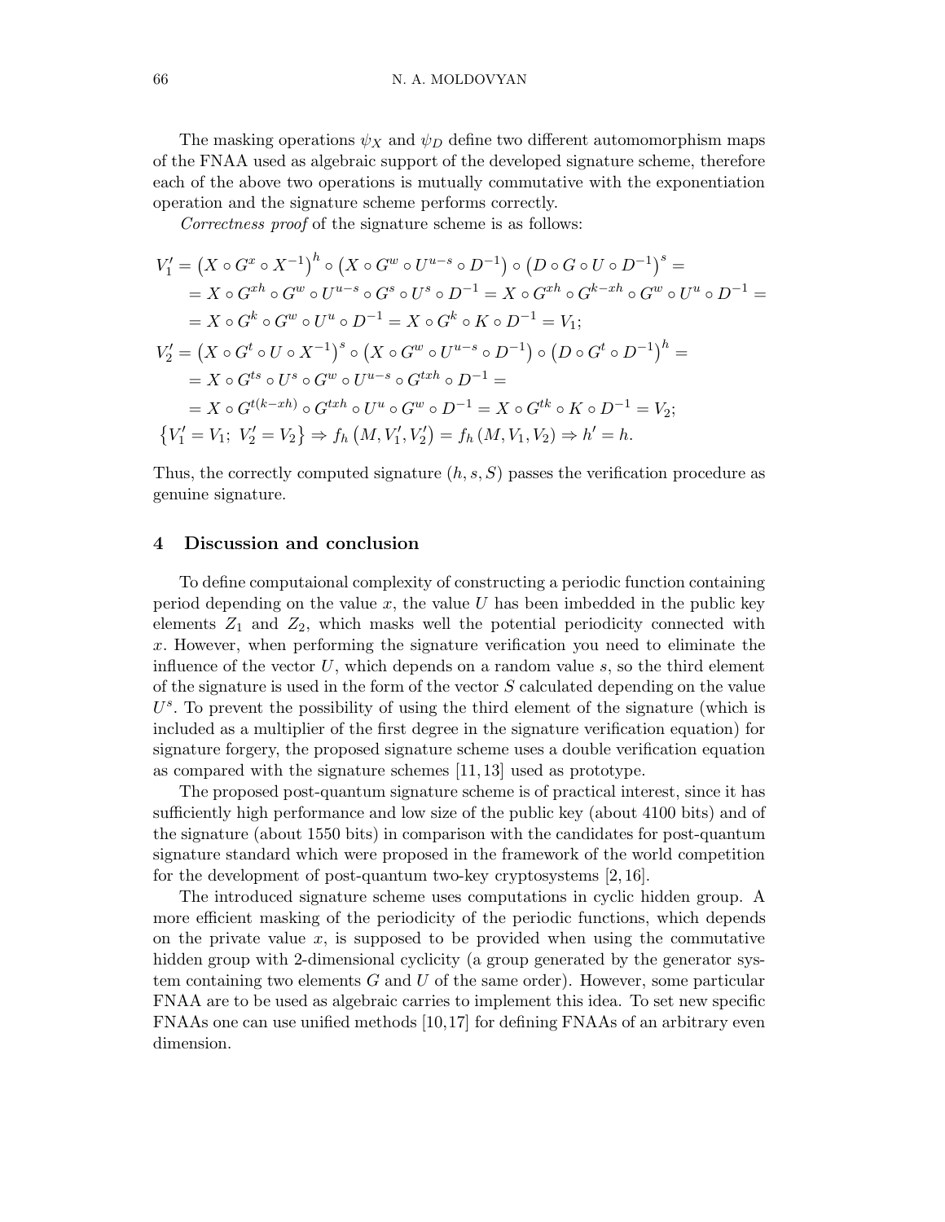The masking operations $\psi_X$ and $\psi_D$ define two different automomorphism maps of the FNAA used as algebraic support of the developed signature scheme, therefore each of the above two operations is mutually commutative with the exponentiation operation and the signature scheme performs correctly.

*Correctness proof* of the signature scheme is as follows:

$$
\begin{aligned}
V_1' &= \left(X \circ G^x \circ X^{-1}\right)^h \circ \left(X \circ G^w \circ U^{u-s} \circ D^{-1}\right) \circ \left(D \circ G \circ U \circ D^{-1}\right)^s = \\
&= X \circ G^{xh} \circ G^w \circ U^{u-s} \circ G^s \circ U^s \circ D^{-1} = X \circ G^{xh} \circ G^{k-xh} \circ G^w \circ U^u \circ D^{-1} = \\
&= X \circ G^k \circ G^w \circ U^u \circ D^{-1} = X \circ G^k \circ K \circ D^{-1} = V_1; \\
V_2' &= \left(X \circ G^t \circ U \circ X^{-1}\right)^s \circ \left(X \circ G^w \circ U^{u-s} \circ D^{-1}\right) \circ \left(D \circ G^t \circ D^{-1}\right)^h = \\
&= X \circ G^{ts} \circ U^s \circ G^w \circ U^{u-s} \circ G^{txh} \circ D^{-1} = \\
&= X \circ G^{t(k-xh)} \circ G^{txh} \circ U^u \circ G^w \circ D^{-1} = X \circ G^{tk} \circ K \circ D^{-1} = V_2; \\
&\left\{V_1' = V_1;\ V_2' = V_2\right\} \Rightarrow f_h\left(M, V_1', V_2'\right) = f_h\left(M, V_1, V_2\right) \Rightarrow h' = h.
\end{aligned}
$$

Thus, the correctly computed signature $(h, s, S)$ passes the verification procedure as genuine signature.

## 4 Discussion and conclusion

To define computaional complexity of constructing a periodic function containing period depending on the value $x$, the value $U$ has been imbedded in the public key elements $Z_1$ and $Z_2$, which masks well the potential periodicity connected with $x$. However, when performing the signature verification you need to eliminate the influence of the vector $U$, which depends on a random value $s$, so the third element of the signature is used in the form of the vector $S$ calculated depending on the value $U^s$. To prevent the possibility of using the third element of the signature (which is included as a multiplier of the first degree in the signature verification equation) for signature forgery, the proposed signature scheme uses a double verification equation as compared with the signature schemes [11,13] used as prototype.

The proposed post-quantum signature scheme is of practical interest, since it has sufficiently high performance and low size of the public key (about 4100 bits) and of the signature (about 1550 bits) in comparison with the candidates for post-quantum signature standard which were proposed in the framework of the world competition for the development of post-quantum two-key cryptosystems [2,16].

The introduced signature scheme uses computations in cyclic hidden group. A more efficient masking of the periodicity of the periodic functions, which depends on the private value $x$, is supposed to be provided when using the commutative hidden group with 2-dimensional cyclicity (a group generated by the generator system containing two elements $G$ and $U$ of the same order). However, some particular FNAA are to be used as algebraic carries to implement this idea. To set new specific FNAAs one can use unified methods [10,17] for defining FNAAs of an arbitrary even dimension.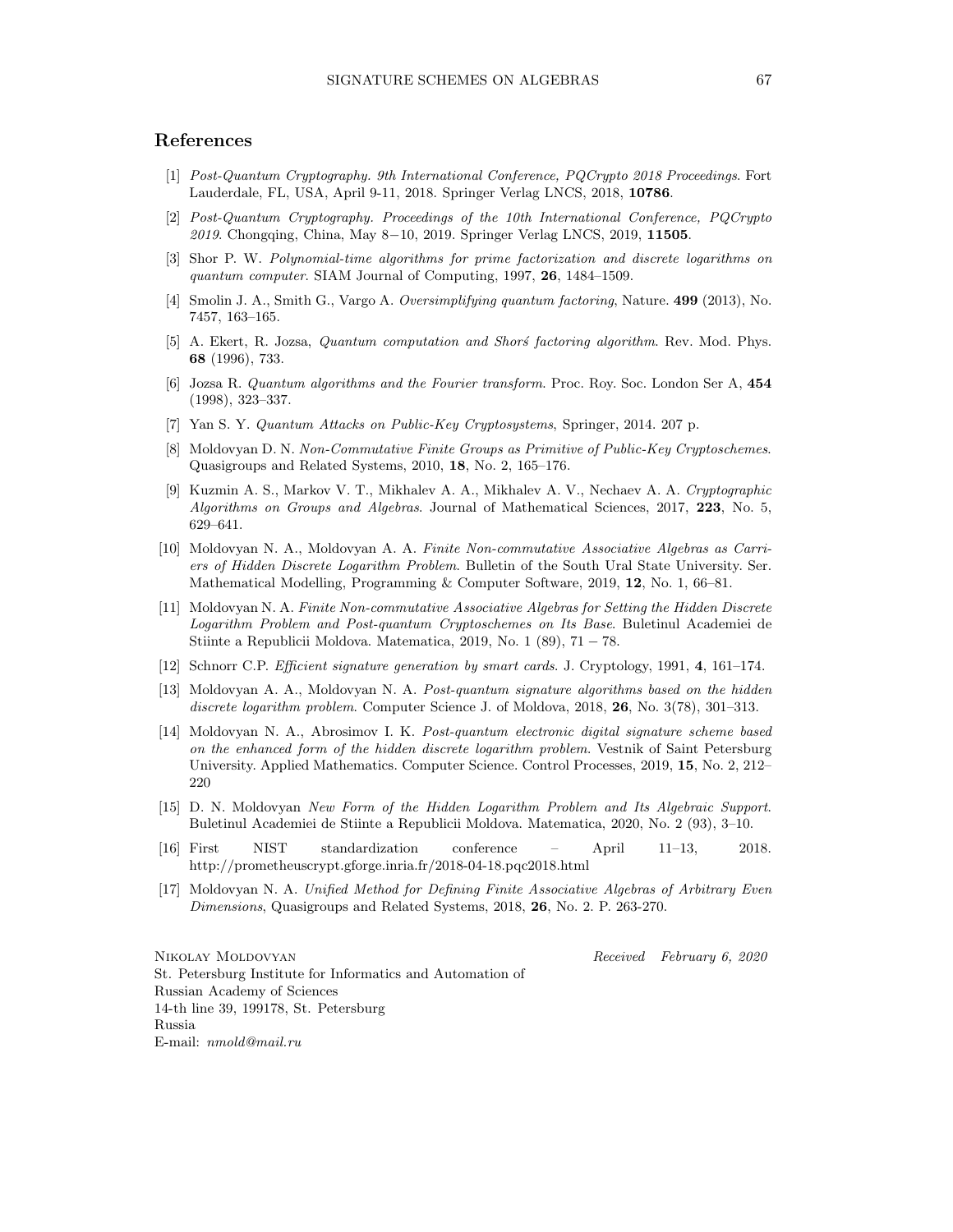## References

[1] *Post-Quantum Cryptography. 9th International Conference, PQCrypto 2018 Proceedings*. Fort Lauderdale, FL, USA, April 9-11, 2018. Springer Verlag LNCS, 2018, **10786**.

[2] *Post-Quantum Cryptography. Proceedings of the 10th International Conference, PQCrypto 2019*. Chongqing, China, May 8−10, 2019. Springer Verlag LNCS, 2019, **11505**.

[3] Shor P. W. *Polynomial-time algorithms for prime factorization and discrete logarithms on quantum computer*. SIAM Journal of Computing, 1997, **26**, 1484–1509.

[4] Smolin J. A., Smith G., Vargo A. *Oversimplifying quantum factoring*, Nature. **499** (2013), No. 7457, 163–165.

[5] A. Ekert, R. Jozsa, *Quantum computation and Shorś factoring algorithm*. Rev. Mod. Phys. **68** (1996), 733.

[6] Jozsa R. *Quantum algorithms and the Fourier transform*. Proc. Roy. Soc. London Ser A, **454** (1998), 323–337.

[7] Yan S. Y. *Quantum Attacks on Public-Key Cryptosystems*, Springer, 2014. 207 p.

[8] Moldovyan D. N. *Non-Commutative Finite Groups as Primitive of Public-Key Cryptoschemes*. Quasigroups and Related Systems, 2010, **18**, No. 2, 165–176.

[9] Kuzmin A. S., Markov V. T., Mikhalev A. A., Mikhalev A. V., Nechaev A. A. *Cryptographic Algorithms on Groups and Algebras*. Journal of Mathematical Sciences, 2017, **223**, No. 5, 629–641.

[10] Moldovyan N. A., Moldovyan A. A. *Finite Non-commutative Associative Algebras as Carriers of Hidden Discrete Logarithm Problem*. Bulletin of the South Ural State University. Ser. Mathematical Modelling, Programming & Computer Software, 2019, **12**, No. 1, 66–81.

[11] Moldovyan N. A. *Finite Non-commutative Associative Algebras for Setting the Hidden Discrete Logarithm Problem and Post-quantum Cryptoschemes on Its Base*. Buletinul Academiei de Stiinte a Republicii Moldova. Matematica, 2019, No. 1 (89), 71 − 78.

[12] Schnorr C.P. *Efficient signature generation by smart cards*. J. Cryptology, 1991, **4**, 161–174.

[13] Moldovyan A. A., Moldovyan N. A. *Post-quantum signature algorithms based on the hidden discrete logarithm problem*. Computer Science J. of Moldova, 2018, **26**, No. 3(78), 301–313.

[14] Moldovyan N. A., Abrosimov I. K. *Post-quantum electronic digital signature scheme based on the enhanced form of the hidden discrete logarithm problem*. Vestnik of Saint Petersburg University. Applied Mathematics. Computer Science. Control Processes, 2019, **15**, No. 2, 212–220

[15] D. N. Moldovyan *New Form of the Hidden Logarithm Problem and Its Algebraic Support*. Buletinul Academiei de Stiinte a Republicii Moldova. Matematica, 2020, No. 2 (93), 3–10.

[16] First NIST standardization conference – April 11–13, 2018. http://prometheuscrypt.gforge.inria.fr/2018-04-18.pqc2018.html

[17] Moldovyan N. A. *Unified Method for Defining Finite Associative Algebras of Arbitrary Even Dimensions*, Quasigroups and Related Systems, 2018, **26**, No. 2. P. 263-270.

Nikolay Moldovyan

*Received February 6, 2020*

St. Petersburg Institute for Informatics and Automation of Russian Academy of Sciences
14-th line 39, 199178, St. Petersburg
Russia
E-mail: *nmold@mail.ru*